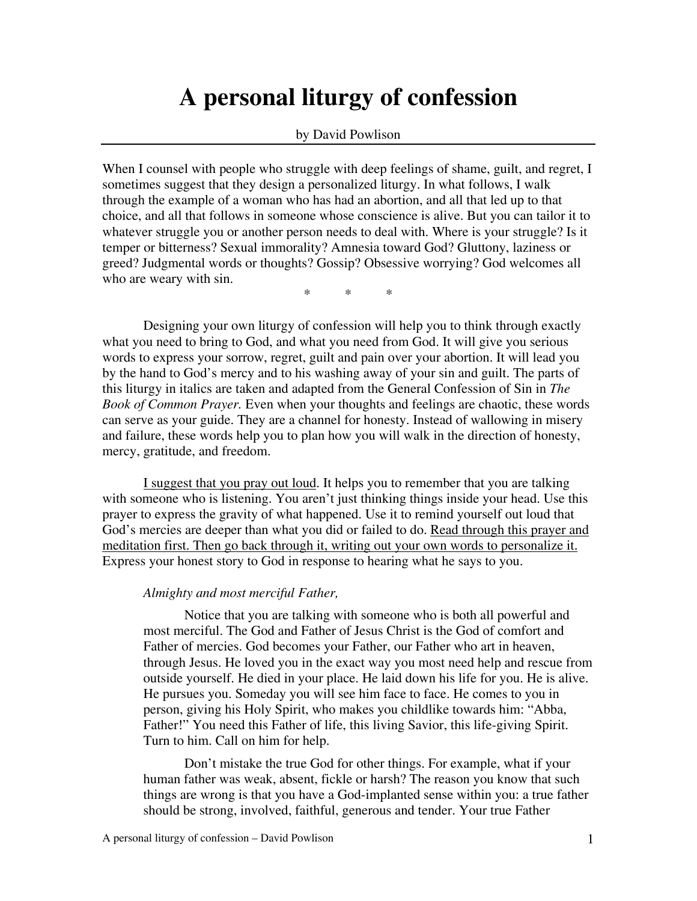# A personal liturgy of confession

by David Powlison

---

When I counsel with people who struggle with deep feelings of shame, guilt, and regret, I sometimes suggest that they design a personalized liturgy. In what follows, I walk through the example of a woman who has had an abortion, and all that led up to that choice, and all that follows in someone whose conscience is alive. But you can tailor it to whatever struggle you or another person needs to deal with. Where is your struggle? Is it temper or bitterness? Sexual immorality? Amnesia toward God? Gluttony, laziness or greed? Judgmental words or thoughts? Gossip? Obsessive worrying? God welcomes all who are weary with sin.

\*   \*   \*

Designing your own liturgy of confession will help you to think through exactly what you need to bring to God, and what you need from God. It will give you serious words to express your sorrow, regret, guilt and pain over your abortion. It will lead you by the hand to God's mercy and to his washing away of your sin and guilt. The parts of this liturgy in italics are taken and adapted from the General Confession of Sin in *The Book of Common Prayer.* Even when your thoughts and feelings are chaotic, these words can serve as your guide. They are a channel for honesty. Instead of wallowing in misery and failure, these words help you to plan how you will walk in the direction of honesty, mercy, gratitude, and freedom.

<u>I suggest that you pray out loud</u>. It helps you to remember that you are talking with someone who is listening. You aren't just thinking things inside your head. Use this prayer to express the gravity of what happened. Use it to remind yourself out loud that God's mercies are deeper than what you did or failed to do. <u>Read through this prayer and meditation first. Then go back through it, writing out your own words to personalize it.</u> Express your honest story to God in response to hearing what he says to you.

> *Almighty and most merciful Father,*
>
> Notice that you are talking with someone who is both all powerful and most merciful. The God and Father of Jesus Christ is the God of comfort and Father of mercies. God becomes your Father, our Father who art in heaven, through Jesus. He loved you in the exact way you most need help and rescue from outside yourself. He died in your place. He laid down his life for you. He is alive. He pursues you. Someday you will see him face to face. He comes to you in person, giving his Holy Spirit, who makes you childlike towards him: "Abba, Father!" You need this Father of life, this living Savior, this life-giving Spirit. Turn to him. Call on him for help.
>
> Don't mistake the true God for other things. For example, what if your human father was weak, absent, fickle or harsh? The reason you know that such things are wrong is that you have a God-implanted sense within you: a true father should be strong, involved, faithful, generous and tender. Your true Father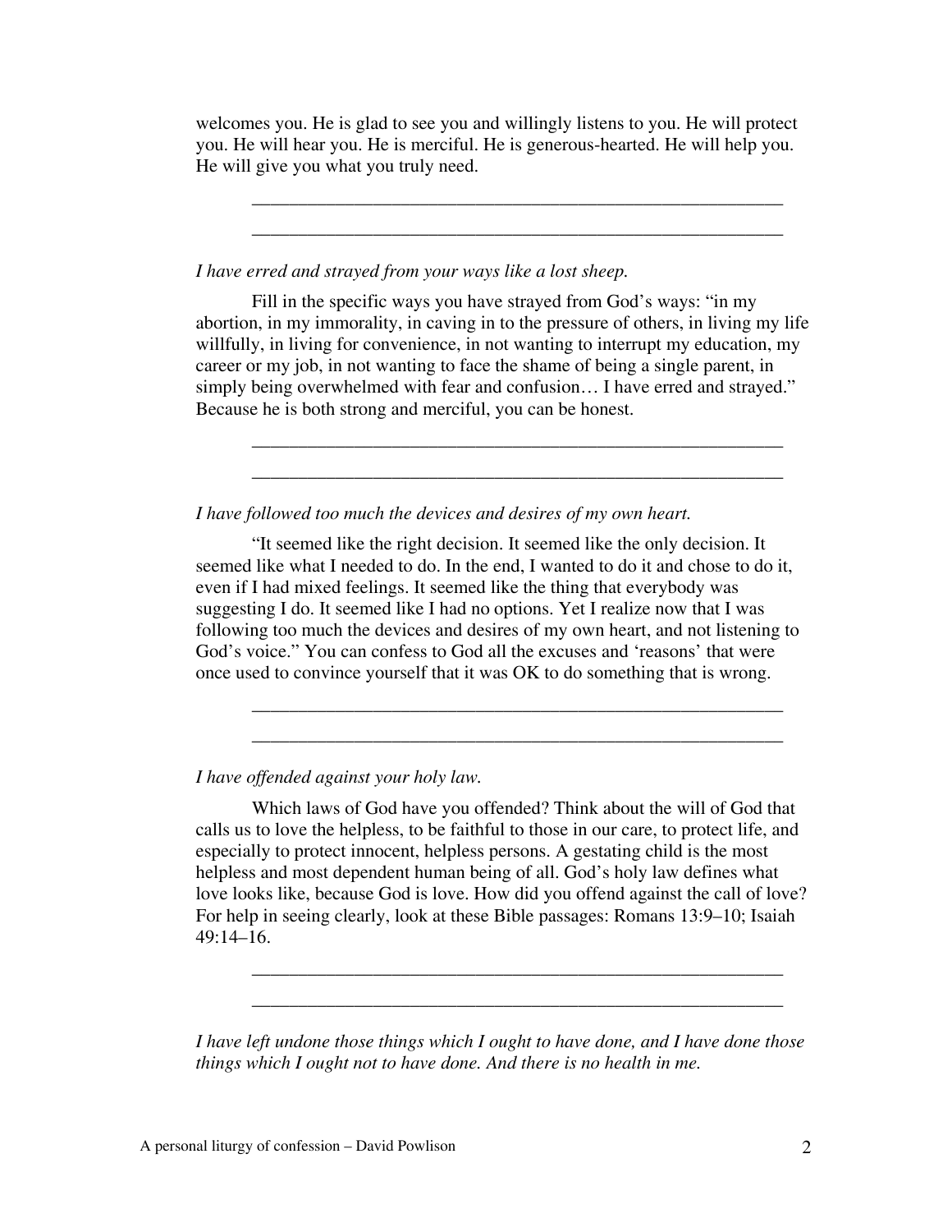welcomes you. He is glad to see you and willingly listens to you. He will protect you. He will hear you. He is merciful. He is generous-hearted. He will help you. He will give you what you truly need.

\_\_\_\_\_\_\_\_\_\_\_\_\_\_\_\_\_\_\_\_\_\_\_\_\_\_\_\_\_\_\_\_\_\_\_\_\_\_\_\_\_\_\_\_\_\_\_\_\_\_\_\_\_\_\_\_\_\_\_\_

\_\_\_\_\_\_\_\_\_\_\_\_\_\_\_\_\_\_\_\_\_\_\_\_\_\_\_\_\_\_\_\_\_\_\_\_\_\_\_\_\_\_\_\_\_\_\_\_\_\_\_\_\_\_\_\_\_\_\_\_

*I have erred and strayed from your ways like a lost sheep.*

Fill in the specific ways you have strayed from God's ways: "in my abortion, in my immorality, in caving in to the pressure of others, in living my life willfully, in living for convenience, in not wanting to interrupt my education, my career or my job, in not wanting to face the shame of being a single parent, in simply being overwhelmed with fear and confusion… I have erred and strayed." Because he is both strong and merciful, you can be honest.

\_\_\_\_\_\_\_\_\_\_\_\_\_\_\_\_\_\_\_\_\_\_\_\_\_\_\_\_\_\_\_\_\_\_\_\_\_\_\_\_\_\_\_\_\_\_\_\_\_\_\_\_\_\_\_\_\_\_\_\_

\_\_\_\_\_\_\_\_\_\_\_\_\_\_\_\_\_\_\_\_\_\_\_\_\_\_\_\_\_\_\_\_\_\_\_\_\_\_\_\_\_\_\_\_\_\_\_\_\_\_\_\_\_\_\_\_\_\_\_\_

*I have followed too much the devices and desires of my own heart.*

"It seemed like the right decision. It seemed like the only decision. It seemed like what I needed to do. In the end, I wanted to do it and chose to do it, even if I had mixed feelings. It seemed like the thing that everybody was suggesting I do. It seemed like I had no options. Yet I realize now that I was following too much the devices and desires of my own heart, and not listening to God's voice." You can confess to God all the excuses and 'reasons' that were once used to convince yourself that it was OK to do something that is wrong.

\_\_\_\_\_\_\_\_\_\_\_\_\_\_\_\_\_\_\_\_\_\_\_\_\_\_\_\_\_\_\_\_\_\_\_\_\_\_\_\_\_\_\_\_\_\_\_\_\_\_\_\_\_\_\_\_\_\_\_\_

\_\_\_\_\_\_\_\_\_\_\_\_\_\_\_\_\_\_\_\_\_\_\_\_\_\_\_\_\_\_\_\_\_\_\_\_\_\_\_\_\_\_\_\_\_\_\_\_\_\_\_\_\_\_\_\_\_\_\_\_

*I have offended against your holy law.*

Which laws of God have you offended? Think about the will of God that calls us to love the helpless, to be faithful to those in our care, to protect life, and especially to protect innocent, helpless persons. A gestating child is the most helpless and most dependent human being of all. God's holy law defines what love looks like, because God is love. How did you offend against the call of love? For help in seeing clearly, look at these Bible passages: Romans 13:9–10; Isaiah 49:14–16.

\_\_\_\_\_\_\_\_\_\_\_\_\_\_\_\_\_\_\_\_\_\_\_\_\_\_\_\_\_\_\_\_\_\_\_\_\_\_\_\_\_\_\_\_\_\_\_\_\_\_\_\_\_\_\_\_\_\_\_\_

\_\_\_\_\_\_\_\_\_\_\_\_\_\_\_\_\_\_\_\_\_\_\_\_\_\_\_\_\_\_\_\_\_\_\_\_\_\_\_\_\_\_\_\_\_\_\_\_\_\_\_\_\_\_\_\_\_\_\_\_

*I have left undone those things which I ought to have done, and I have done those things which I ought not to have done. And there is no health in me.*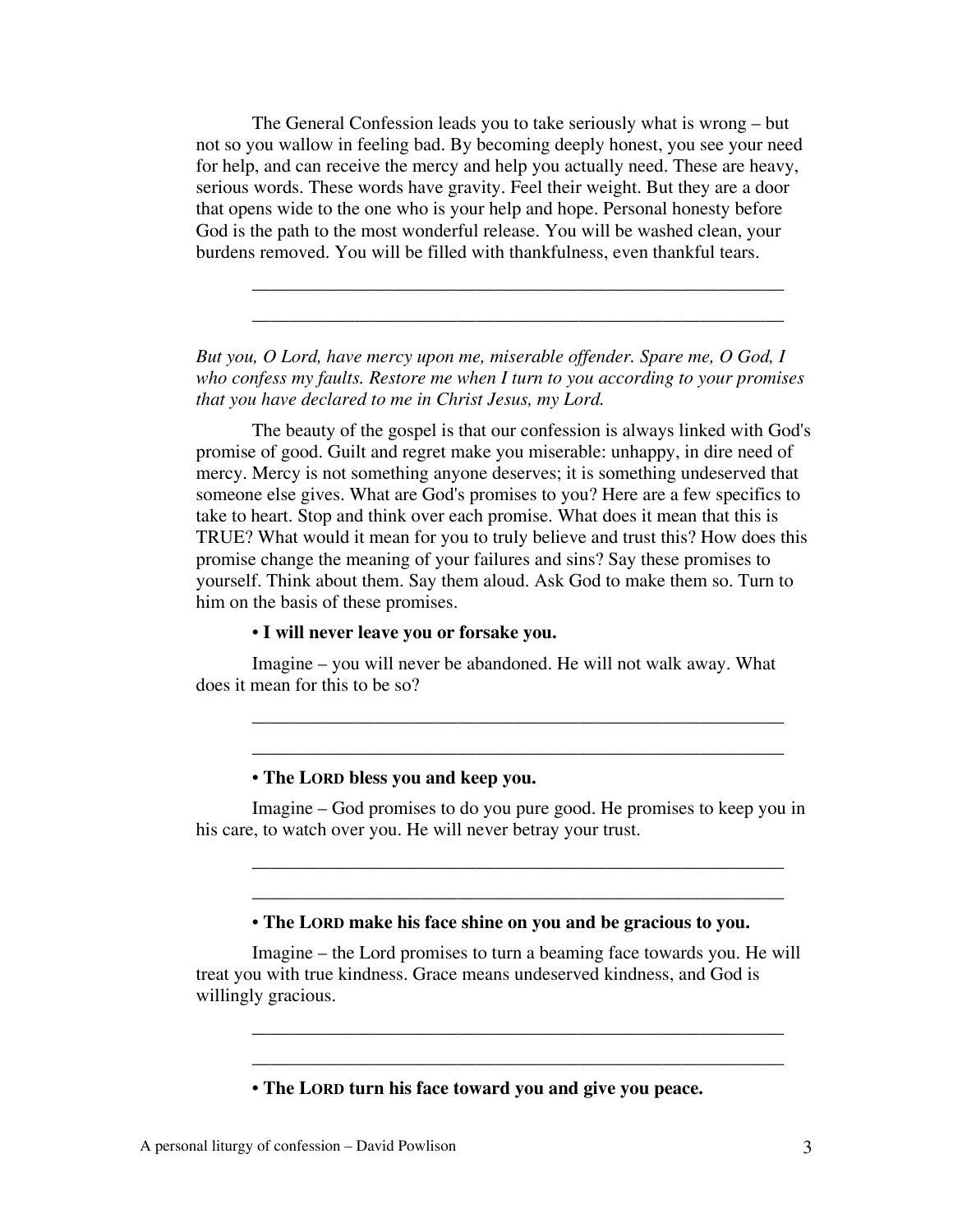The General Confession leads you to take seriously what is wrong – but not so you wallow in feeling bad. By becoming deeply honest, you see your need for help, and can receive the mercy and help you actually need. These are heavy, serious words. These words have gravity. Feel their weight. But they are a door that opens wide to the one who is your help and hope. Personal honesty before God is the path to the most wonderful release. You will be washed clean, your burdens removed. You will be filled with thankfulness, even thankful tears.

\_\_\_\_\_\_\_\_\_\_\_\_\_\_\_\_\_\_\_\_\_\_\_\_\_\_\_\_\_\_\_\_\_\_\_\_\_\_\_\_\_\_\_\_\_\_\_\_\_\_\_\_\_\_\_\_\_\_

\_\_\_\_\_\_\_\_\_\_\_\_\_\_\_\_\_\_\_\_\_\_\_\_\_\_\_\_\_\_\_\_\_\_\_\_\_\_\_\_\_\_\_\_\_\_\_\_\_\_\_\_\_\_\_\_\_\_

*But you, O Lord, have mercy upon me, miserable offender. Spare me, O God, I who confess my faults. Restore me when I turn to you according to your promises that you have declared to me in Christ Jesus, my Lord.*

The beauty of the gospel is that our confession is always linked with God's promise of good. Guilt and regret make you miserable: unhappy, in dire need of mercy. Mercy is not something anyone deserves; it is something undeserved that someone else gives. What are God's promises to you? Here are a few specifics to take to heart. Stop and think over each promise. What does it mean that this is TRUE? What would it mean for you to truly believe and trust this? How does this promise change the meaning of your failures and sins? Say these promises to yourself. Think about them. Say them aloud. Ask God to make them so. Turn to him on the basis of these promises.

**• I will never leave you or forsake you.**

Imagine – you will never be abandoned. He will not walk away. What does it mean for this to be so?

\_\_\_\_\_\_\_\_\_\_\_\_\_\_\_\_\_\_\_\_\_\_\_\_\_\_\_\_\_\_\_\_\_\_\_\_\_\_\_\_\_\_\_\_\_\_\_\_\_\_\_\_\_\_\_\_\_\_

\_\_\_\_\_\_\_\_\_\_\_\_\_\_\_\_\_\_\_\_\_\_\_\_\_\_\_\_\_\_\_\_\_\_\_\_\_\_\_\_\_\_\_\_\_\_\_\_\_\_\_\_\_\_\_\_\_\_

**• The LORD bless you and keep you.**

Imagine – God promises to do you pure good. He promises to keep you in his care, to watch over you. He will never betray your trust.

\_\_\_\_\_\_\_\_\_\_\_\_\_\_\_\_\_\_\_\_\_\_\_\_\_\_\_\_\_\_\_\_\_\_\_\_\_\_\_\_\_\_\_\_\_\_\_\_\_\_\_\_\_\_\_\_\_\_

\_\_\_\_\_\_\_\_\_\_\_\_\_\_\_\_\_\_\_\_\_\_\_\_\_\_\_\_\_\_\_\_\_\_\_\_\_\_\_\_\_\_\_\_\_\_\_\_\_\_\_\_\_\_\_\_\_\_

**• The LORD make his face shine on you and be gracious to you.**

Imagine – the Lord promises to turn a beaming face towards you. He will treat you with true kindness. Grace means undeserved kindness, and God is willingly gracious.

\_\_\_\_\_\_\_\_\_\_\_\_\_\_\_\_\_\_\_\_\_\_\_\_\_\_\_\_\_\_\_\_\_\_\_\_\_\_\_\_\_\_\_\_\_\_\_\_\_\_\_\_\_\_\_\_\_\_

\_\_\_\_\_\_\_\_\_\_\_\_\_\_\_\_\_\_\_\_\_\_\_\_\_\_\_\_\_\_\_\_\_\_\_\_\_\_\_\_\_\_\_\_\_\_\_\_\_\_\_\_\_\_\_\_\_\_

**• The LORD turn his face toward you and give you peace.**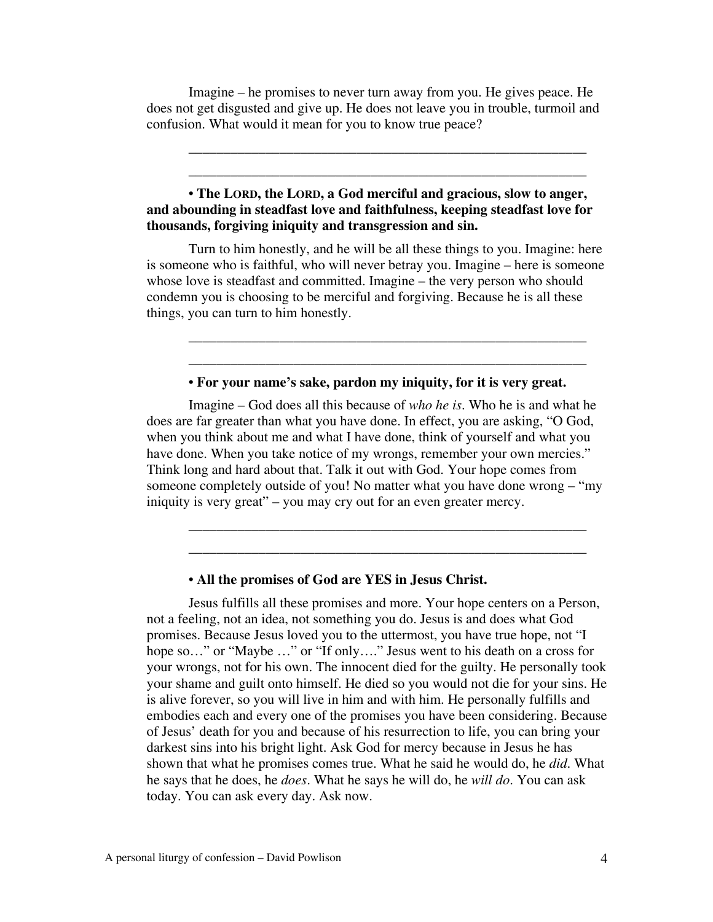Imagine – he promises to never turn away from you. He gives peace. He does not get disgusted and give up. He does not leave you in trouble, turmoil and confusion. What would it mean for you to know true peace?

____________________________________________________________

____________________________________________________________

**• The LORD, the LORD, a God merciful and gracious, slow to anger, and abounding in steadfast love and faithfulness, keeping steadfast love for thousands, forgiving iniquity and transgression and sin.**

Turn to him honestly, and he will be all these things to you. Imagine: here is someone who is faithful, who will never betray you. Imagine – here is someone whose love is steadfast and committed. Imagine – the very person who should condemn you is choosing to be merciful and forgiving. Because he is all these things, you can turn to him honestly.

____________________________________________________________

____________________________________________________________

**• For your name's sake, pardon my iniquity, for it is very great.**

Imagine – God does all this because of *who he is*. Who he is and what he does are far greater than what you have done. In effect, you are asking, "O God, when you think about me and what I have done, think of yourself and what you have done. When you take notice of my wrongs, remember your own mercies." Think long and hard about that. Talk it out with God. Your hope comes from someone completely outside of you! No matter what you have done wrong – "my iniquity is very great" – you may cry out for an even greater mercy.

____________________________________________________________

____________________________________________________________

**• All the promises of God are YES in Jesus Christ.**

Jesus fulfills all these promises and more. Your hope centers on a Person, not a feeling, not an idea, not something you do. Jesus is and does what God promises. Because Jesus loved you to the uttermost, you have true hope, not "I hope so…" or "Maybe …" or "If only…." Jesus went to his death on a cross for your wrongs, not for his own. The innocent died for the guilty. He personally took your shame and guilt onto himself. He died so you would not die for your sins. He is alive forever, so you will live in him and with him. He personally fulfills and embodies each and every one of the promises you have been considering. Because of Jesus' death for you and because of his resurrection to life, you can bring your darkest sins into his bright light. Ask God for mercy because in Jesus he has shown that what he promises comes true. What he said he would do, he *did*. What he says that he does, he *does*. What he says he will do, he *will do*. You can ask today. You can ask every day. Ask now.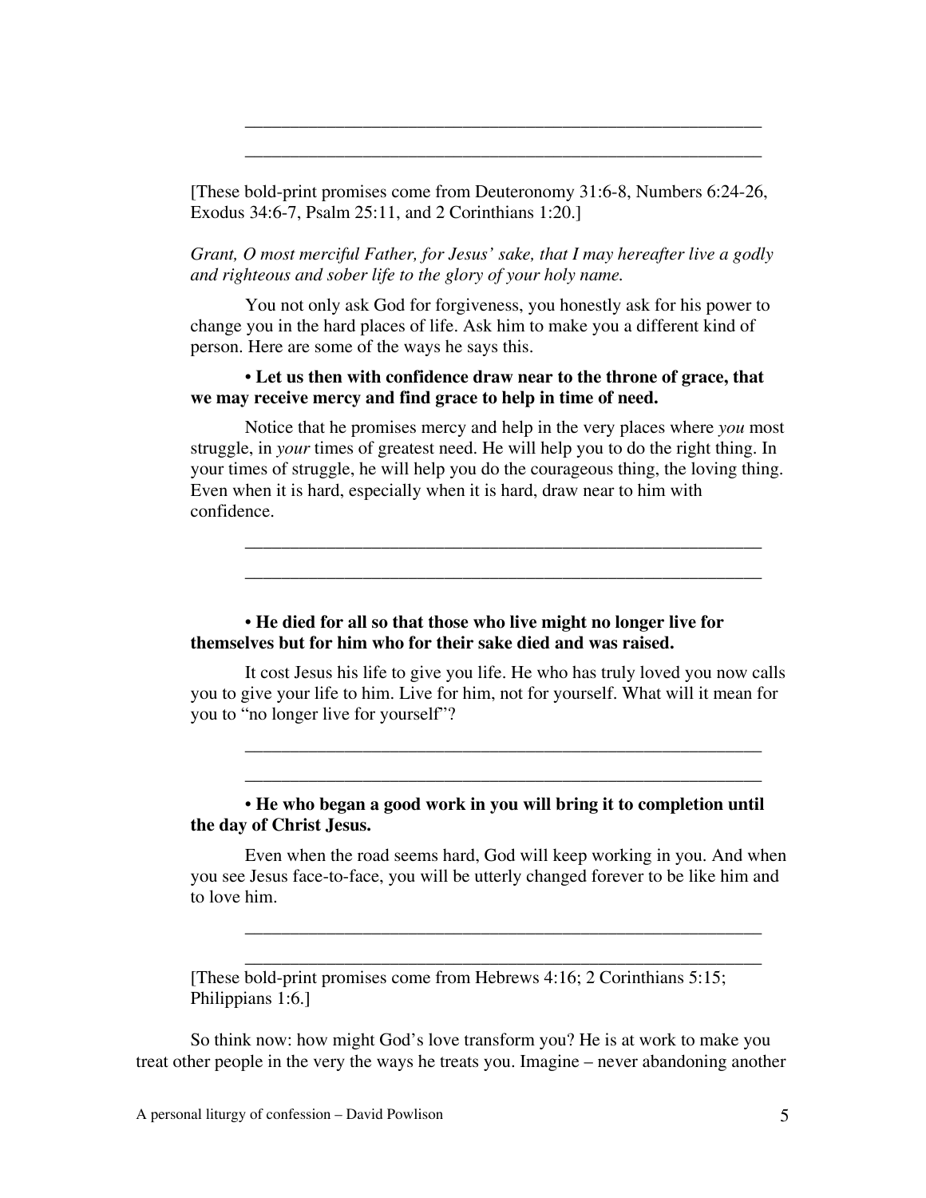\_\_\_\_\_\_\_\_\_\_\_\_\_\_\_\_\_\_\_\_\_\_\_\_\_\_\_\_\_\_\_\_\_\_\_\_\_\_\_\_\_\_\_\_\_\_\_\_\_\_\_\_\_\_\_\_\_\_\_\_

\_\_\_\_\_\_\_\_\_\_\_\_\_\_\_\_\_\_\_\_\_\_\_\_\_\_\_\_\_\_\_\_\_\_\_\_\_\_\_\_\_\_\_\_\_\_\_\_\_\_\_\_\_\_\_\_\_\_\_\_

[These bold-print promises come from Deuteronomy 31:6-8, Numbers 6:24-26, Exodus 34:6-7, Psalm 25:11, and 2 Corinthians 1:20.]

*Grant, O most merciful Father, for Jesus' sake, that I may hereafter live a godly and righteous and sober life to the glory of your holy name.*

You not only ask God for forgiveness, you honestly ask for his power to change you in the hard places of life. Ask him to make you a different kind of person. Here are some of the ways he says this.

**• Let us then with confidence draw near to the throne of grace, that we may receive mercy and find grace to help in time of need.**

Notice that he promises mercy and help in the very places where *you* most struggle, in *your* times of greatest need. He will help you to do the right thing. In your times of struggle, he will help you do the courageous thing, the loving thing. Even when it is hard, especially when it is hard, draw near to him with confidence.

\_\_\_\_\_\_\_\_\_\_\_\_\_\_\_\_\_\_\_\_\_\_\_\_\_\_\_\_\_\_\_\_\_\_\_\_\_\_\_\_\_\_\_\_\_\_\_\_\_\_\_\_\_\_\_\_\_\_\_\_

\_\_\_\_\_\_\_\_\_\_\_\_\_\_\_\_\_\_\_\_\_\_\_\_\_\_\_\_\_\_\_\_\_\_\_\_\_\_\_\_\_\_\_\_\_\_\_\_\_\_\_\_\_\_\_\_\_\_\_\_

**• He died for all so that those who live might no longer live for themselves but for him who for their sake died and was raised.**

It cost Jesus his life to give you life. He who has truly loved you now calls you to give your life to him. Live for him, not for yourself. What will it mean for you to "no longer live for yourself"?

\_\_\_\_\_\_\_\_\_\_\_\_\_\_\_\_\_\_\_\_\_\_\_\_\_\_\_\_\_\_\_\_\_\_\_\_\_\_\_\_\_\_\_\_\_\_\_\_\_\_\_\_\_\_\_\_\_\_\_\_

\_\_\_\_\_\_\_\_\_\_\_\_\_\_\_\_\_\_\_\_\_\_\_\_\_\_\_\_\_\_\_\_\_\_\_\_\_\_\_\_\_\_\_\_\_\_\_\_\_\_\_\_\_\_\_\_\_\_\_\_

**• He who began a good work in you will bring it to completion until the day of Christ Jesus.**

Even when the road seems hard, God will keep working in you. And when you see Jesus face-to-face, you will be utterly changed forever to be like him and to love him.

\_\_\_\_\_\_\_\_\_\_\_\_\_\_\_\_\_\_\_\_\_\_\_\_\_\_\_\_\_\_\_\_\_\_\_\_\_\_\_\_\_\_\_\_\_\_\_\_\_\_\_\_\_\_\_\_\_\_\_\_

\_\_\_\_\_\_\_\_\_\_\_\_\_\_\_\_\_\_\_\_\_\_\_\_\_\_\_\_\_\_\_\_\_\_\_\_\_\_\_\_\_\_\_\_\_\_\_\_\_\_\_\_\_\_\_\_\_\_\_\_

[These bold-print promises come from Hebrews 4:16; 2 Corinthians 5:15; Philippians 1:6.]

So think now: how might God's love transform you? He is at work to make you treat other people in the very the ways he treats you. Imagine – never abandoning another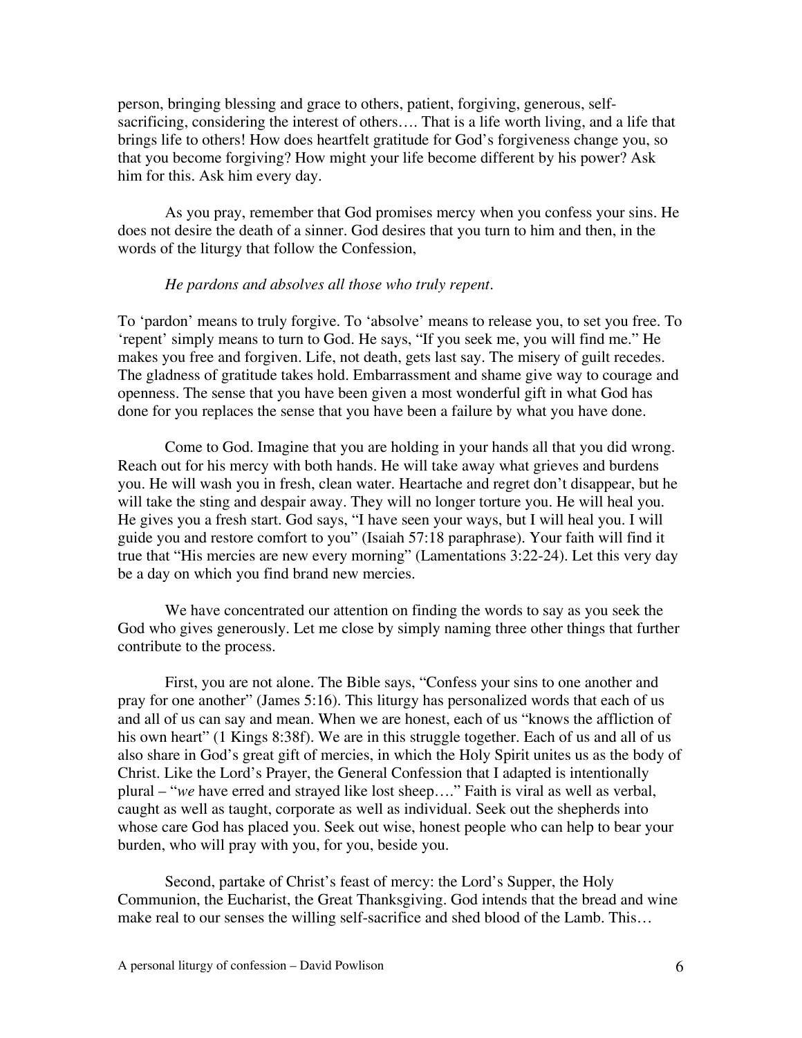person, bringing blessing and grace to others, patient, forgiving, generous, self-sacrificing, considering the interest of others…. That is a life worth living, and a life that brings life to others! How does heartfelt gratitude for God's forgiveness change you, so that you become forgiving? How might your life become different by his power? Ask him for this. Ask him every day.

As you pray, remember that God promises mercy when you confess your sins. He does not desire the death of a sinner. God desires that you turn to him and then, in the words of the liturgy that follow the Confession,

*He pardons and absolves all those who truly repent.*

To 'pardon' means to truly forgive. To 'absolve' means to release you, to set you free. To 'repent' simply means to turn to God. He says, "If you seek me, you will find me." He makes you free and forgiven. Life, not death, gets last say. The misery of guilt recedes. The gladness of gratitude takes hold. Embarrassment and shame give way to courage and openness. The sense that you have been given a most wonderful gift in what God has done for you replaces the sense that you have been a failure by what you have done.

Come to God. Imagine that you are holding in your hands all that you did wrong. Reach out for his mercy with both hands. He will take away what grieves and burdens you. He will wash you in fresh, clean water. Heartache and regret don't disappear, but he will take the sting and despair away. They will no longer torture you. He will heal you. He gives you a fresh start. God says, "I have seen your ways, but I will heal you. I will guide you and restore comfort to you" (Isaiah 57:18 paraphrase). Your faith will find it true that "His mercies are new every morning" (Lamentations 3:22-24). Let this very day be a day on which you find brand new mercies.

We have concentrated our attention on finding the words to say as you seek the God who gives generously. Let me close by simply naming three other things that further contribute to the process.

First, you are not alone. The Bible says, "Confess your sins to one another and pray for one another" (James 5:16). This liturgy has personalized words that each of us and all of us can say and mean. When we are honest, each of us "knows the affliction of his own heart" (1 Kings 8:38f). We are in this struggle together. Each of us and all of us also share in God's great gift of mercies, in which the Holy Spirit unites us as the body of Christ. Like the Lord's Prayer, the General Confession that I adapted is intentionally plural – "*we* have erred and strayed like lost sheep…." Faith is viral as well as verbal, caught as well as taught, corporate as well as individual. Seek out the shepherds into whose care God has placed you. Seek out wise, honest people who can help to bear your burden, who will pray with you, for you, beside you.

Second, partake of Christ's feast of mercy: the Lord's Supper, the Holy Communion, the Eucharist, the Great Thanksgiving. God intends that the bread and wine make real to our senses the willing self-sacrifice and shed blood of the Lamb. This…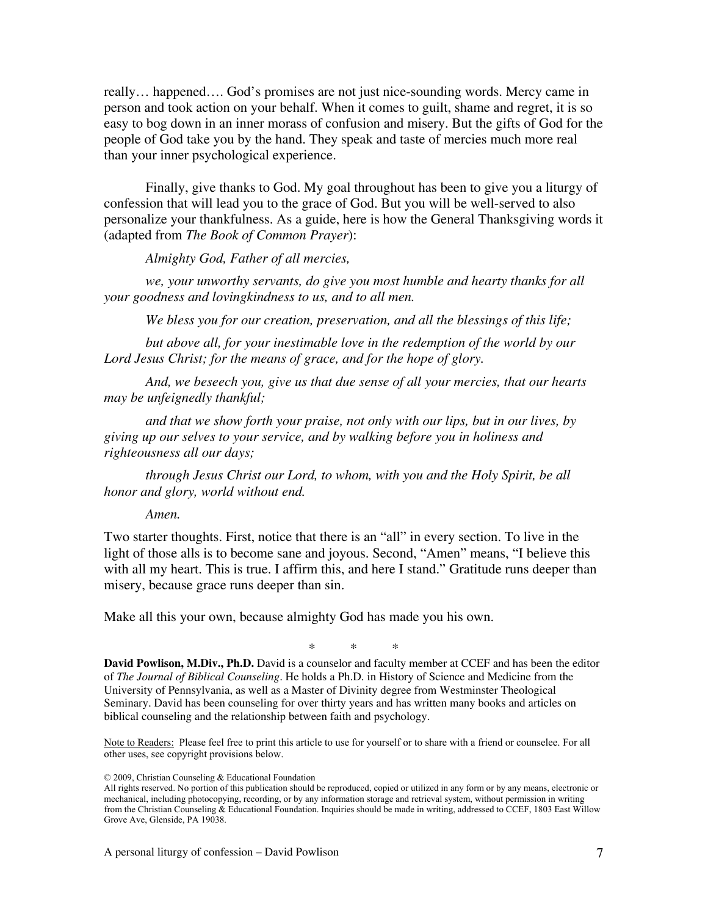really… happened…. God's promises are not just nice-sounding words. Mercy came in person and took action on your behalf. When it comes to guilt, shame and regret, it is so easy to bog down in an inner morass of confusion and misery. But the gifts of God for the people of God take you by the hand. They speak and taste of mercies much more real than your inner psychological experience.

Finally, give thanks to God. My goal throughout has been to give you a liturgy of confession that will lead you to the grace of God. But you will be well-served to also personalize your thankfulness. As a guide, here is how the General Thanksgiving words it (adapted from *The Book of Common Prayer*):

*Almighty God, Father of all mercies,*

*we, your unworthy servants, do give you most humble and hearty thanks for all your goodness and lovingkindness to us, and to all men.*

*We bless you for our creation, preservation, and all the blessings of this life;*

*but above all, for your inestimable love in the redemption of the world by our Lord Jesus Christ; for the means of grace, and for the hope of glory.*

*And, we beseech you, give us that due sense of all your mercies, that our hearts may be unfeignedly thankful;*

*and that we show forth your praise, not only with our lips, but in our lives, by giving up our selves to your service, and by walking before you in holiness and righteousness all our days;*

*through Jesus Christ our Lord, to whom, with you and the Holy Spirit, be all honor and glory, world without end.*

*Amen.*

Two starter thoughts. First, notice that there is an "all" in every section. To live in the light of those alls is to become sane and joyous. Second, "Amen" means, "I believe this with all my heart. This is true. I affirm this, and here I stand." Gratitude runs deeper than misery, because grace runs deeper than sin.

Make all this your own, because almighty God has made you his own.

\* \* \*

**David Powlison, M.Div., Ph.D.** David is a counselor and faculty member at CCEF and has been the editor of *The Journal of Biblical Counseling*. He holds a Ph.D. in History of Science and Medicine from the University of Pennsylvania, as well as a Master of Divinity degree from Westminster Theological Seminary. David has been counseling for over thirty years and has written many books and articles on biblical counseling and the relationship between faith and psychology.

Note to Readers: Please feel free to print this article to use for yourself or to share with a friend or counselee. For all other uses, see copyright provisions below.

© 2009, Christian Counseling & Educational Foundation
All rights reserved. No portion of this publication should be reproduced, copied or utilized in any form or by any means, electronic or mechanical, including photocopying, recording, or by any information storage and retrieval system, without permission in writing from the Christian Counseling & Educational Foundation. Inquiries should be made in writing, addressed to CCEF, 1803 East Willow Grove Ave, Glenside, PA 19038.